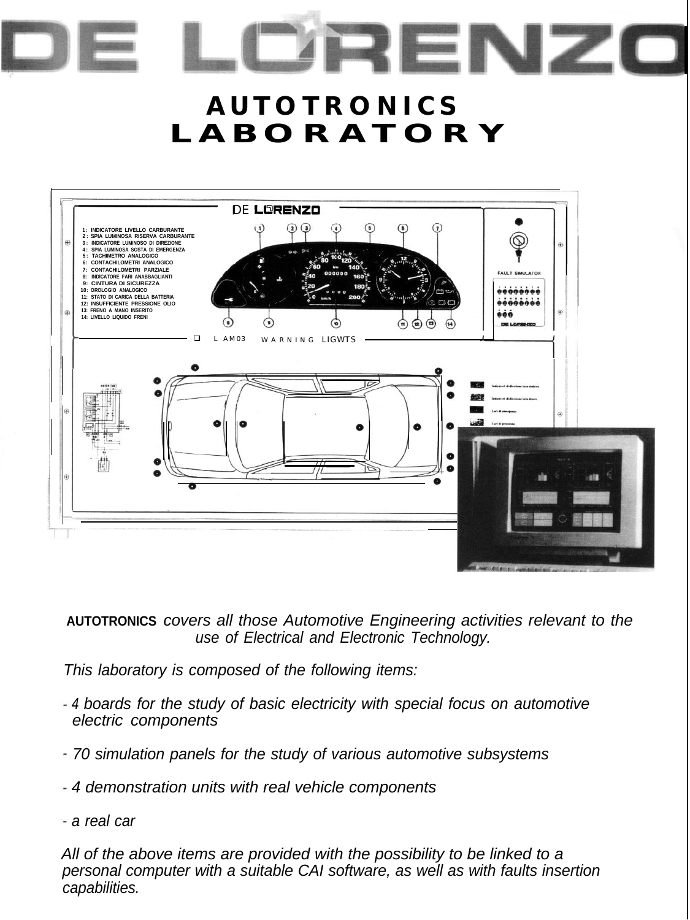# DE LORENZO

# AUTOTRONICS LABORATORY

1 : INDICATORE LIVELLO CARBURANTE
2 : SPIA LUMINOSA RISERVA CARBURANTE
3 : INDICATORE LUMINOSO DI DIREZIONE
4 : SPIA LUMINOSA SOSTA DI EMERGENZA
5 : TACHIMETRO ANALOGICO
6: CONTACHILOMETRI ANALOGICO
7: CONTACHILOMETRI PARZIALE
8: INDICATORE FARI ANABBAGLIANTI
9: CINTURA DI SICUREZZA
10: OROLOGIO ANALOGICO
11: STATO DI CARICA DELLA BATTERIA
12: INSUFFICIENTE PRESSIONE OLIO
13: FRENO A MANO INSERITO
14: LIVELLO LIQUIDO FRENI

FAULT SIMULATOR

LAM03 WARNING LIGWTS

**AUTOTRONICS** *covers all those Automotive Engineering activities relevant to the use of Electrical and Electronic Technology.*

*This laboratory is composed of the following items:*

- *4 boards for the study of basic electricity with special focus on automotive electric components*
- *70 simulation panels for the study of various automotive subsystems*
- *4 demonstration units with real vehicle components*
- *a real car*

*All of the above items are provided with the possibility to be linked to a personal computer with a suitable CAI software, as well as with faults insertion capabilities.*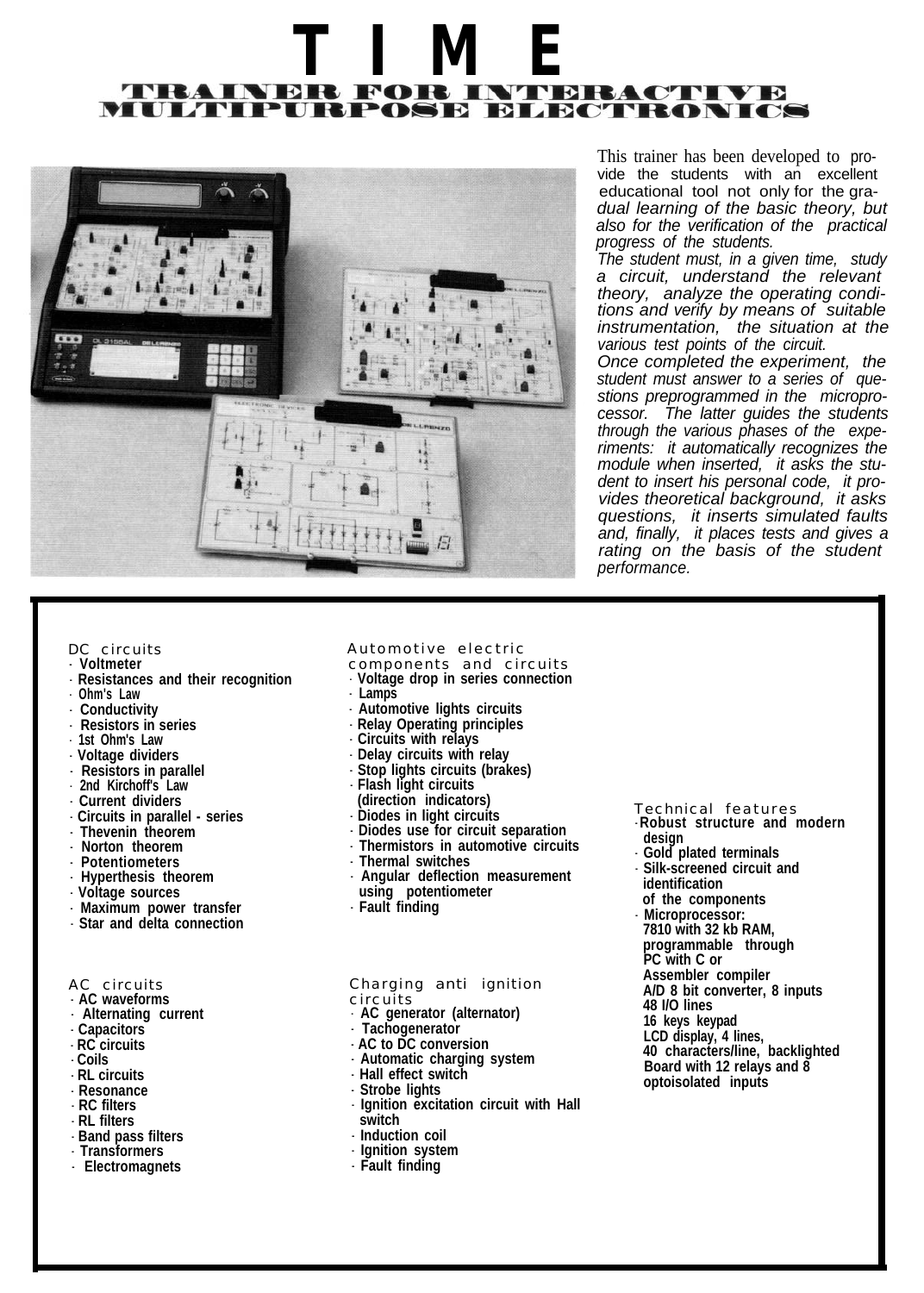# T I M E

## TRAINER FOR INTERACTIVE MULTIPURPOSE ELECTRONICS

This trainer has been developed to provide the students with an excellent educational tool not only for the gradual learning of the basic theory, but also for the verification of the practical progress of the students.

The student must, in a given time, study a circuit, understand the relevant theory, analyze the operating conditions and verify by means of suitable instrumentation, the situation at the various test points of the circuit.

Once completed the experiment, the student must answer to a series of questions preprogrammed in the microprocessor. The latter guides the students through the various phases of the experiments: it automatically recognizes the module when inserted, it asks the student to insert his personal code, it provides theoretical background, it asks questions, it inserts simulated faults and, finally, it places tests and gives a rating on the basis of the student performance.

### DC circuits

- **Voltmeter**
- **Resistances and their recognition**
- **Ohm's Law**
- **Conductivity**
- **Resistors in series**
- **1st Ohm's Law**
- **Voltage dividers**
- **Resistors in parallel**
- **2nd Kirchoff's Law**
- **Current dividers**
- **Circuits in parallel - series**
- **Thevenin theorem**
- **Norton theorem**
- **Potentiometers**
- **Hyperthesis theorem**
- **Voltage sources**
- **Maximum power transfer**
- **Star and delta connection**

### AC circuits

- **AC waveforms**
- **Alternating current**
- **Capacitors**
- **RC circuits**
- **Coils**
- **RL circuits**
- **Resonance**
- **RC filters**
- **RL filters**
- **Band pass filters**
- **Transformers**
- **Electromagnets**

### Automotive electric components and circuits

- **Voltage drop in series connection**
- **Lamps**
- **Automotive lights circuits**
- **Relay Operating principles**
- **Circuits with relays**
- **Delay circuits with relay**
- **Stop lights circuits (brakes)**
- **Flash light circuits (direction indicators)**
- **Diodes in light circuits**
- **Diodes use for circuit separation**
- **Thermistors in automotive circuits**
- **Thermal switches**
- **Angular deflection measurement using potentiometer**
- **Fault finding**

### Charging anti ignition circuits

- **AC generator (alternator)**
- **Tachogenerator**
- **AC to DC conversion**
- **Automatic charging system**
- **Hall effect switch**
- **Strobe lights**
- **Ignition excitation circuit with Hall switch**
- **Induction coil**
- **Ignition system**
- **Fault finding**

### Technical features

- **Robust structure and modern design**
- **Gold plated terminals**
- **Silk-screened circuit and identification of the components**
- **Microprocessor: 7810 with 32 kb RAM, programmable through PC with C or Assembler compiler A/D 8 bit converter, 8 inputs 48 I/O lines 16 keys keypad LCD display, 4 lines, 40 characters/line, backlighted Board with 12 relays and 8 optoisolated inputs**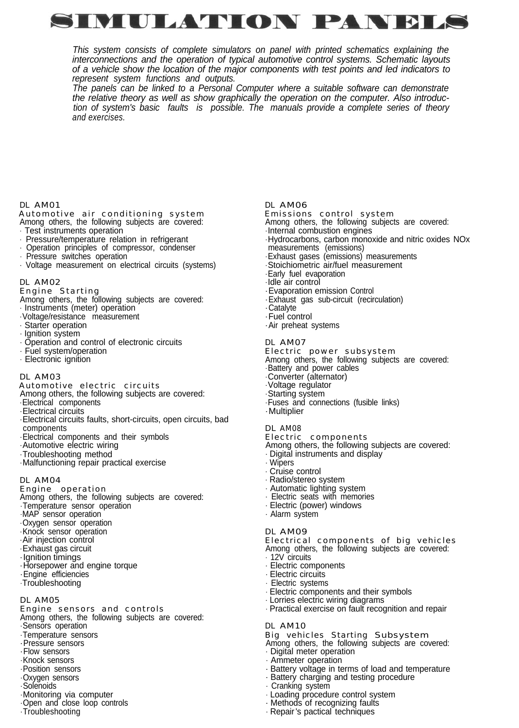# SIMULATION PANELS

*This system consists of complete simulators on panel with printed schematics explaining the interconnections and the operation of typical automotive control systems. Schematic layouts of a vehicle show the location of the major components with test points and led indicators to represent system functions and outputs.*
*The panels can be linked to a Personal Computer where a suitable software can demonstrate the relative theory as well as show graphically the operation on the computer. Also introduction of system's basic faults is possible. The manuals provide a complete series of theory and exercises.*

### DL AM01
**Automotive air conditioning system**

Among others, the following subjects are covered:
- Test instruments operation
- Pressure/temperature relation in refrigerant
- Operation principles of compressor, condenser
- Pressure switches operation
- Voltage measurement on electrical circuits (systems)

### DL AM02
**Engine Starting**

Among others, the following subjects are covered:
- Instruments (meter) operation
- Voltage/resistance measurement
- Starter operation
- Ignition system
- Operation and control of electronic circuits
- Fuel system/operation
- Electronic ignition

### DL AM03
**Automotive electric circuits**

Among others, the following subjects are covered:
- Electrical components
- Electrical circuits
- Electrical circuits faults, short-circuits, open circuits, bad components
- Electrical components and their symbols
- Automotive electric wiring
- Troubleshooting method
- Malfunctioning repair practical exercise

### DL AM04
**Engine operation**

Among others, the following subjects are covered:
- Temperature sensor operation
- MAP sensor operation
- Oxygen sensor operation
- Knock sensor operation
- Air injection control
- Exhaust gas circuit
- Ignition timings
- Horsepower and engine torque
- Engine efficiencies
- Troubleshooting

### DL AM05
**Engine sensors and controls**

Among others, the following subjects are covered:
- Sensors operation
- Temperature sensors
- Pressure sensors
- Flow sensors
- Knock sensors
- Position sensors
- Oxygen sensors
- Solenoids
- Monitoring via computer
- Open and close loop controls
- Troubleshooting

### DL AM06
**Emissions control system**

Among others, the following subjects are covered:
- Internal combustion engines
- Hydrocarbons, carbon monoxide and nitric oxides NOx measurements (emissions)
- Exhaust gases (emissions) measurements
- Stoichiometric air/fuel measurement
- Early fuel evaporation
- Idle air control
- Evaporation emission Control
- Exhaust gas sub-circuit (recirculation)
- Catalyte
- Fuel control
- Air preheat systems

### DL AM07
**Electric power subsystem**

Among others, the following subjects are covered:
- Battery and power cables
- Converter (alternator)
- Voltage regulator
- Starting system
- Fuses and connections (fusible links)
- Multiplier

### DL AM08
**Electric components**

Among others, the following subjects are covered:
- Digital instruments and display
- Wipers
- Cruise control
- Radio/stereo system
- Automatic lighting system
- Electric seats with memories
- Electric (power) windows
- Alarm system

### DL AM09
**Electrical components of big vehicles**

Among others, the following subjects are covered:
- 12V circuits
- Electric components
- Electric circuits
- Electric systems
- Electric components and their symbols
- Lorries electric wiring diagrams
- Practical exercise on fault recognition and repair

### DL AM10
**Big vehicles Starting Subsystem**

Among others, the following subjects are covered:
- Digital meter operation
- Ammeter operation
- Battery voltage in terms of load and temperature
- Battery charging and testing procedure
- Cranking system
- Loading procedure control system
- Methods of recognizing faults
- Repair's pactical techniques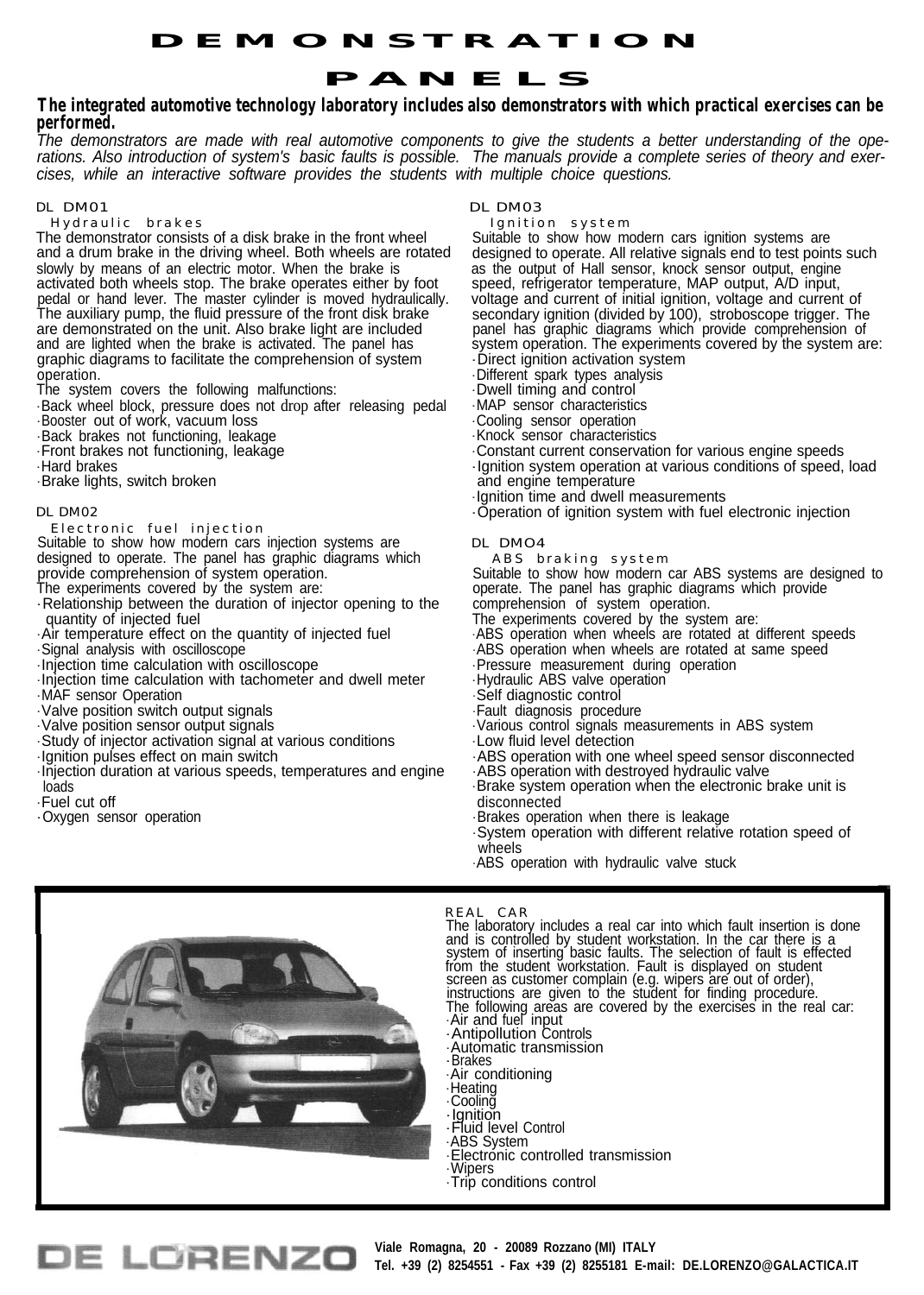# DEMONSTRATION PANELS

**The integrated automotive technology laboratory includes also demonstrators with which practical exercises can be performed.**

*The demonstrators are made with real automotive components to give the students a better understanding of the operations. Also introduction of system's basic faults is possible. The manuals provide a complete series of theory and exercises, while an interactive software provides the students with multiple choice questions.*

## DL DM01

### Hydraulic brakes

The demonstrator consists of a disk brake in the front wheel and a drum brake in the driving wheel. Both wheels are rotated slowly by means of an electric motor. When the brake is activated both wheels stop. The brake operates either by foot pedal or hand lever. The master cylinder is moved hydraulically. The auxiliary pump, the fluid pressure of the front disk brake are demonstrated on the unit. Also brake light are included and are lighted when the brake is activated. The panel has graphic diagrams to facilitate the comprehension of system operation.

The system covers the following malfunctions:

- Back wheel block, pressure does not drop after releasing pedal
- Booster out of work, vacuum loss
- Back brakes not functioning, leakage
- Front brakes not functioning, leakage
- Hard brakes
- Brake lights, switch broken

## DL DM02

### Electronic fuel injection

Suitable to show how modern cars injection systems are designed to operate. The panel has graphic diagrams which provide comprehension of system operation.

The experiments covered by the system are:

- Relationship between the duration of injector opening to the quantity of injected fuel
- Air temperature effect on the quantity of injected fuel
- Signal analysis with oscilloscope
- Injection time calculation with oscilloscope
- Injection time calculation with tachometer and dwell meter
- MAF sensor Operation
- Valve position switch output signals
- Valve position sensor output signals
- Study of injector activation signal at various conditions
- Ignition pulses effect on main switch
- Injection duration at various speeds, temperatures and engine loads
- Fuel cut off
- Oxygen sensor operation

## DL DM03

### Ignition system

Suitable to show how modern cars ignition systems are designed to operate. All relative signals end to test points such as the output of Hall sensor, knock sensor output, engine speed, refrigerator temperature, MAP output, A/D input, voltage and current of initial ignition, voltage and current of secondary ignition (divided by 100), stroboscope trigger. The panel has graphic diagrams which provide comprehension of system operation. The experiments covered by the system are:

- Direct ignition activation system
- Different spark types analysis
- Dwell timing and control
- MAP sensor characteristics
- Cooling sensor operation
- Knock sensor characteristics
- Constant current conservation for various engine speeds
- Ignition system operation at various conditions of speed, load and engine temperature
- Ignition time and dwell measurements
- Operation of ignition system with fuel electronic injection

## DL DMO4

### ABS braking system

Suitable to show how modern car ABS systems are designed to operate. The panel has graphic diagrams which provide comprehension of system operation.

The experiments covered by the system are:

- ABS operation when wheels are rotated at different speeds
- ABS operation when wheels are rotated at same speed
- Pressure measurement during operation
- Hydraulic ABS valve operation
- Self diagnostic control
- Fault diagnosis procedure
- Various control signals measurements in ABS system
- Low fluid level detection
- ABS operation with one wheel speed sensor disconnected
- ABS operation with destroyed hydraulic valve
- Brake system operation when the electronic brake unit is disconnected
- Brakes operation when there is leakage
- System operation with different relative rotation speed of wheels
- ABS operation with hydraulic valve stuck

## REAL CAR

The laboratory includes a real car into which fault insertion is done and is controlled by student workstation. In the car there is a system of inserting basic faults. The selection of fault is effected from the student workstation. Fault is displayed on student screen as customer complain (e.g. wipers are out of order), instructions are given to the student for finding procedure.

The following areas are covered by the exercises in the real car:

- Air and fuel input
- Antipollution Controls
- Automatic transmission
- Brakes
- Air conditioning
- Heating
- Cooling
- Ignition
- Fluid level Control
- ABS System
- Electronic controlled transmission
- Wipers
- Trip conditions control

**DE LORENZO**

**Viale Romagna, 20 - 20089 Rozzano (MI) ITALY**
**Tel. +39 (2) 8254551 - Fax +39 (2) 8255181 E-mail: DE.LORENZO@GALACTICA.IT**